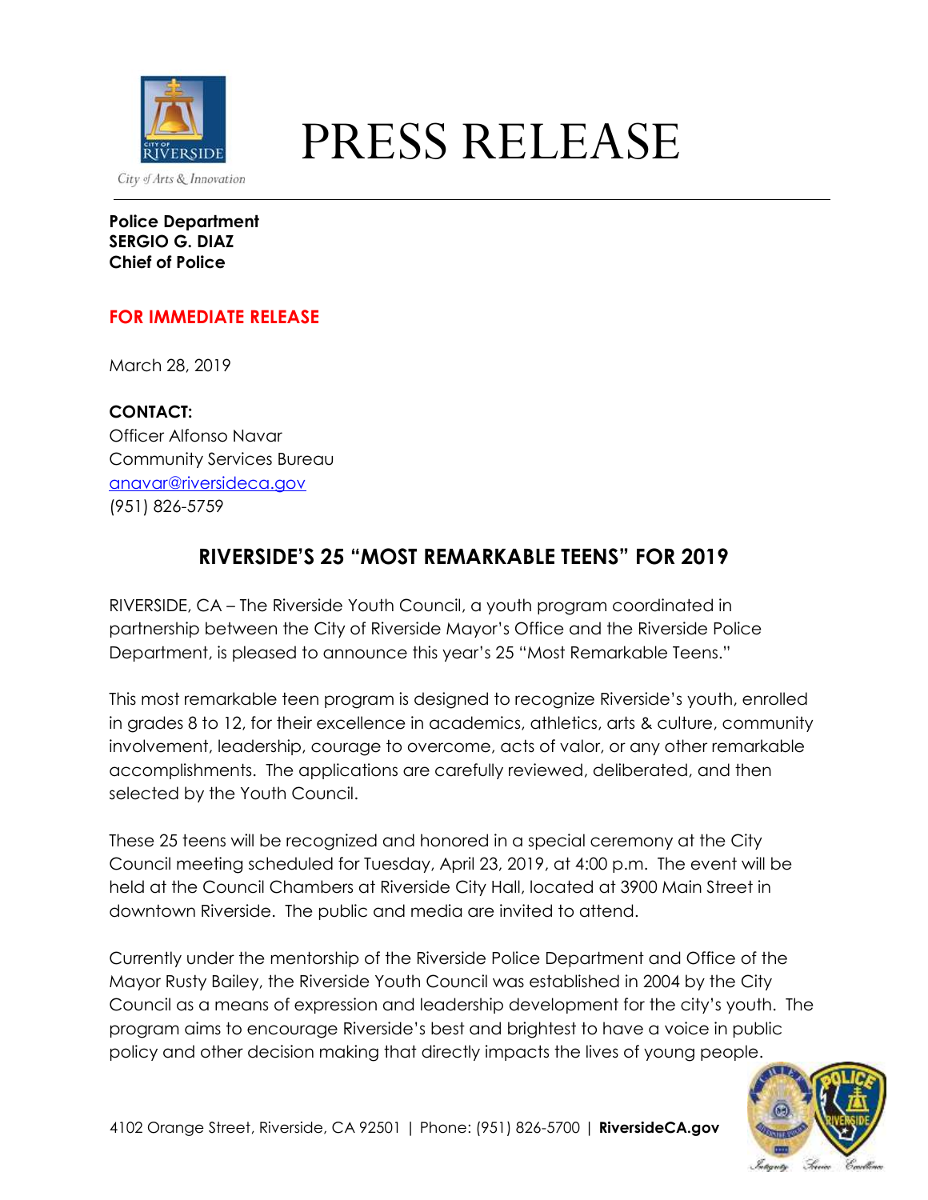# PRESS RELEASE

City of Arts & Innovation

**Police Department**
**SERGIO G. DIAZ**
**Chief of Police**

**FOR IMMEDIATE RELEASE**

March 28, 2019

**CONTACT:**
Officer Alfonso Navar
Community Services Bureau
anavar@riversideca.gov
(951) 826-5759

## RIVERSIDE'S 25 "MOST REMARKABLE TEENS" FOR 2019

RIVERSIDE, CA – The Riverside Youth Council, a youth program coordinated in partnership between the City of Riverside Mayor's Office and the Riverside Police Department, is pleased to announce this year's 25 "Most Remarkable Teens."

This most remarkable teen program is designed to recognize Riverside's youth, enrolled in grades 8 to 12, for their excellence in academics, athletics, arts & culture, community involvement, leadership, courage to overcome, acts of valor, or any other remarkable accomplishments. The applications are carefully reviewed, deliberated, and then selected by the Youth Council.

These 25 teens will be recognized and honored in a special ceremony at the City Council meeting scheduled for Tuesday, April 23, 2019, at 4:00 p.m. The event will be held at the Council Chambers at Riverside City Hall, located at 3900 Main Street in downtown Riverside. The public and media are invited to attend.

Currently under the mentorship of the Riverside Police Department and Office of the Mayor Rusty Bailey, the Riverside Youth Council was established in 2004 by the City Council as a means of expression and leadership development for the city's youth. The program aims to encourage Riverside's best and brightest to have a voice in public policy and other decision making that directly impacts the lives of young people.

4102 Orange Street, Riverside, CA 92501 | Phone: (951) 826-5700 | **RiversideCA.gov**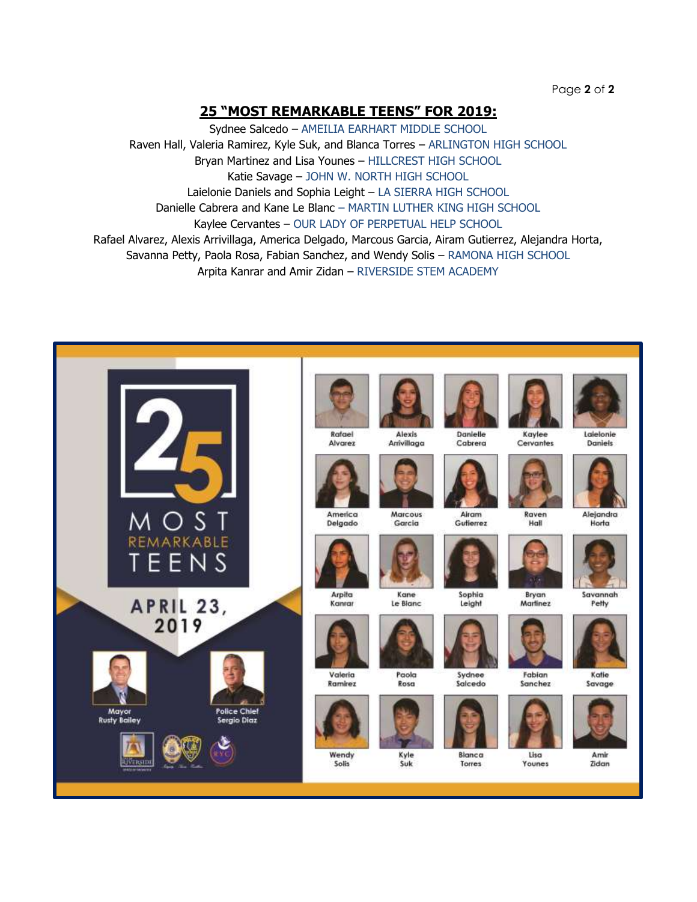## 25 "MOST REMARKABLE TEENS" FOR 2019:

Sydnee Salcedo – AMEILIA EARHART MIDDLE SCHOOL
Raven Hall, Valeria Ramirez, Kyle Suk, and Blanca Torres – ARLINGTON HIGH SCHOOL
Bryan Martinez and Lisa Younes – HILLCREST HIGH SCHOOL
Katie Savage – JOHN W. NORTH HIGH SCHOOL
Laielonie Daniels and Sophia Leight – LA SIERRA HIGH SCHOOL
Danielle Cabrera and Kane Le Blanc – MARTIN LUTHER KING HIGH SCHOOL
Kaylee Cervantes – OUR LADY OF PERPETUAL HELP SCHOOL
Rafael Alvarez, Alexis Arrivillaga, America Delgado, Marcous Garcia, Airam Gutierrez, Alejandra Horta, Savanna Petty, Paola Rosa, Fabian Sanchez, and Wendy Solis – RAMONA HIGH SCHOOL
Arpita Kanrar and Amir Zidan – RIVERSIDE STEM ACADEMY

25 MOST REMARKABLE TEENS

APRIL 23, 2019

Mayor Rusty Bailey

Police Chief Sergio Diaz

Rafael Alvarez
Alexis Arrivillaga
Danielle Cabrera
Kaylee Cervantes
Laielonie Daniels
America Delgado
Marcous Garcia
Airam Gutierrez
Raven Hall
Alejandra Horta
Arpita Kanrar
Kane Le Blanc
Sophia Leight
Bryan Martinez
Savannah Petty
Valeria Ramirez
Paola Rosa
Sydnee Salcedo
Fabian Sanchez
Katie Savage
Wendy Solis
Kyle Suk
Blanca Torres
Lisa Younes
Amir Zidan